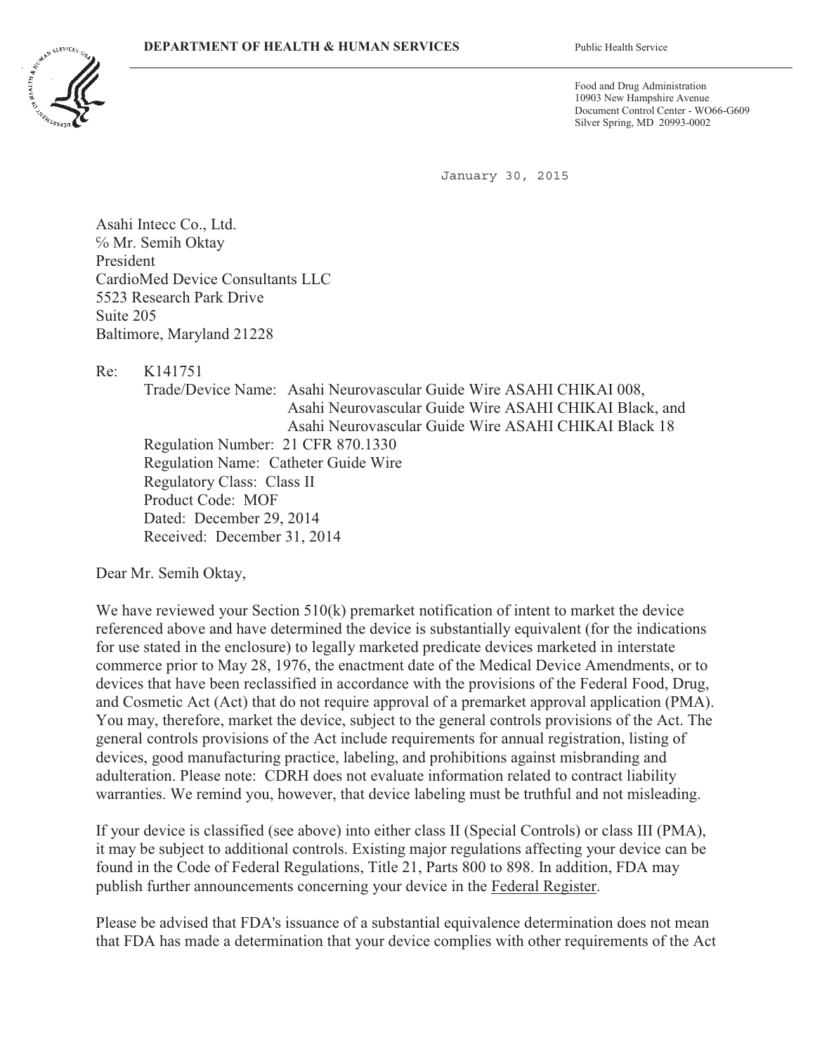**DEPARTMENT OF HEALTH & HUMAN SERVICES** Public Health Service

Food and Drug Administration
10903 New Hampshire Avenue
Document Control Center - WO66-G609
Silver Spring, MD 20993-0002

January 30, 2015

Asahi Intecc Co., Ltd.
℅ Mr. Semih Oktay
President
CardioMed Device Consultants LLC
5523 Research Park Drive
Suite 205
Baltimore, Maryland 21228

Re: K141751

Trade/Device Name: Asahi Neurovascular Guide Wire ASAHI CHIKAI 008,
Asahi Neurovascular Guide Wire ASAHI CHIKAI Black, and
Asahi Neurovascular Guide Wire ASAHI CHIKAI Black 18
Regulation Number: 21 CFR 870.1330
Regulation Name: Catheter Guide Wire
Regulatory Class: Class II
Product Code: MOF
Dated: December 29, 2014
Received: December 31, 2014

Dear Mr. Semih Oktay,

We have reviewed your Section 510(k) premarket notification of intent to market the device referenced above and have determined the device is substantially equivalent (for the indications for use stated in the enclosure) to legally marketed predicate devices marketed in interstate commerce prior to May 28, 1976, the enactment date of the Medical Device Amendments, or to devices that have been reclassified in accordance with the provisions of the Federal Food, Drug, and Cosmetic Act (Act) that do not require approval of a premarket approval application (PMA). You may, therefore, market the device, subject to the general controls provisions of the Act. The general controls provisions of the Act include requirements for annual registration, listing of devices, good manufacturing practice, labeling, and prohibitions against misbranding and adulteration. Please note: CDRH does not evaluate information related to contract liability warranties. We remind you, however, that device labeling must be truthful and not misleading.

If your device is classified (see above) into either class II (Special Controls) or class III (PMA), it may be subject to additional controls. Existing major regulations affecting your device can be found in the Code of Federal Regulations, Title 21, Parts 800 to 898. In addition, FDA may publish further announcements concerning your device in the Federal Register.

Please be advised that FDA's issuance of a substantial equivalence determination does not mean that FDA has made a determination that your device complies with other requirements of the Act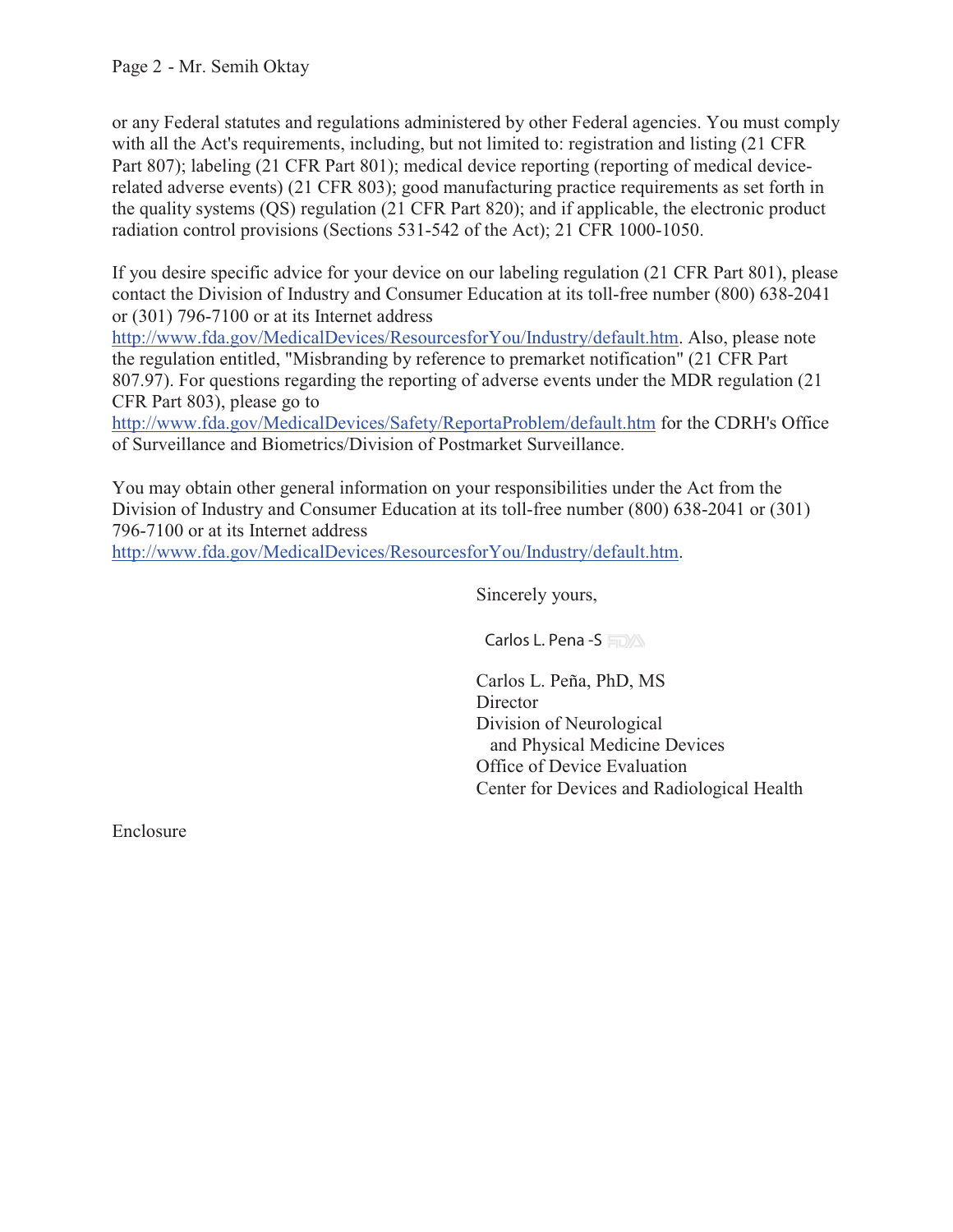or any Federal statutes and regulations administered by other Federal agencies. You must comply with all the Act's requirements, including, but not limited to: registration and listing (21 CFR Part 807); labeling (21 CFR Part 801); medical device reporting (reporting of medical device-related adverse events) (21 CFR 803); good manufacturing practice requirements as set forth in the quality systems (QS) regulation (21 CFR Part 820); and if applicable, the electronic product radiation control provisions (Sections 531-542 of the Act); 21 CFR 1000-1050.

If you desire specific advice for your device on our labeling regulation (21 CFR Part 801), please contact the Division of Industry and Consumer Education at its toll-free number (800) 638-2041 or (301) 796-7100 or at its Internet address http://www.fda.gov/MedicalDevices/ResourcesforYou/Industry/default.htm. Also, please note the regulation entitled, "Misbranding by reference to premarket notification" (21 CFR Part 807.97). For questions regarding the reporting of adverse events under the MDR regulation (21 CFR Part 803), please go to http://www.fda.gov/MedicalDevices/Safety/ReportaProblem/default.htm for the CDRH's Office of Surveillance and Biometrics/Division of Postmarket Surveillance.

You may obtain other general information on your responsibilities under the Act from the Division of Industry and Consumer Education at its toll-free number (800) 638-2041 or (301) 796-7100 or at its Internet address http://www.fda.gov/MedicalDevices/ResourcesforYou/Industry/default.htm.

Sincerely yours,

Carlos L. Pena -S

Carlos L. Peña, PhD, MS
Director
Division of Neurological
and Physical Medicine Devices
Office of Device Evaluation
Center for Devices and Radiological Health

Enclosure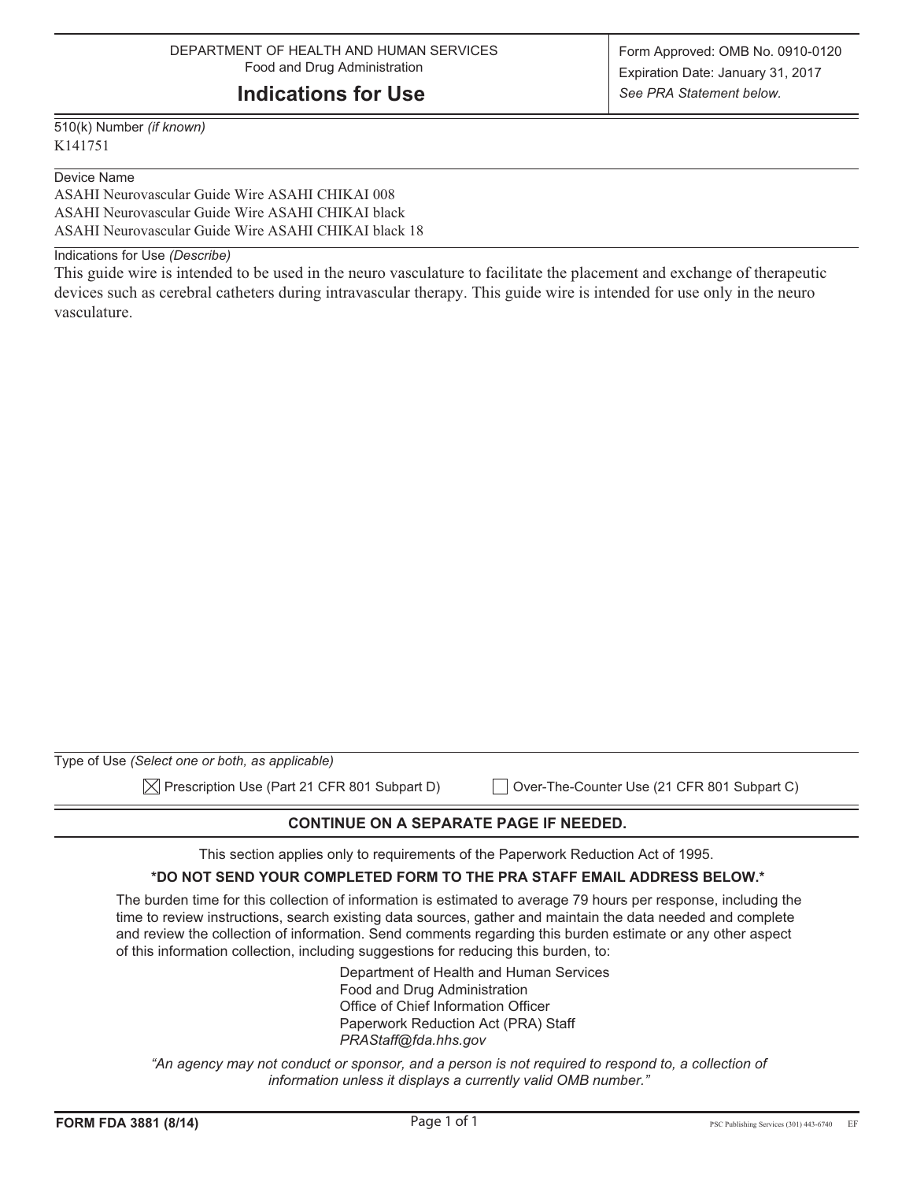DEPARTMENT OF HEALTH AND HUMAN SERVICES
Food and Drug Administration

# Indications for Use

Form Approved: OMB No. 0910-0120
Expiration Date: January 31, 2017
*See PRA Statement below.*

510(k) Number *(if known)*
K141751

Device Name
ASAHI Neurovascular Guide Wire ASAHI CHIKAI 008
ASAHI Neurovascular Guide Wire ASAHI CHIKAI black
ASAHI Neurovascular Guide Wire ASAHI CHIKAI black 18

Indications for Use *(Describe)*
This guide wire is intended to be used in the neuro vasculature to facilitate the placement and exchange of therapeutic devices such as cerebral catheters during intravascular therapy. This guide wire is intended for use only in the neuro vasculature.

Type of Use *(Select one or both, as applicable)*

☒ Prescription Use (Part 21 CFR 801 Subpart D) ☐ Over-The-Counter Use (21 CFR 801 Subpart C)

**CONTINUE ON A SEPARATE PAGE IF NEEDED.**

This section applies only to requirements of the Paperwork Reduction Act of 1995.

***DO NOT SEND YOUR COMPLETED FORM TO THE PRA STAFF EMAIL ADDRESS BELOW.***

The burden time for this collection of information is estimated to average 79 hours per response, including the time to review instructions, search existing data sources, gather and maintain the data needed and complete and review the collection of information. Send comments regarding this burden estimate or any other aspect of this information collection, including suggestions for reducing this burden, to:

Department of Health and Human Services
Food and Drug Administration
Office of Chief Information Officer
Paperwork Reduction Act (PRA) Staff
*PRAStaff@fda.hhs.gov*

*"An agency may not conduct or sponsor, and a person is not required to respond to, a collection of information unless it displays a currently valid OMB number."*

**FORM FDA 3881 (8/14)**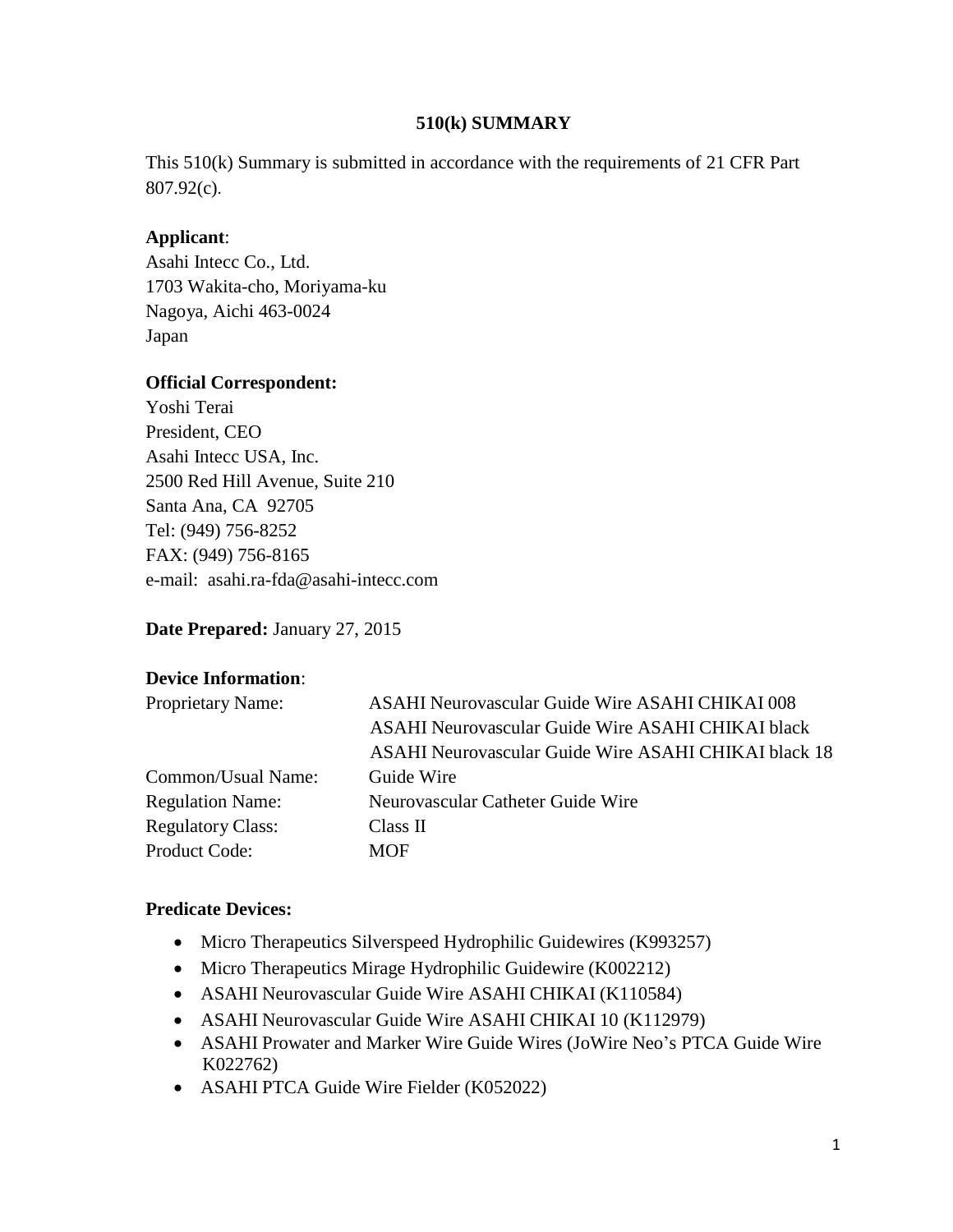# 510(k) SUMMARY

This 510(k) Summary is submitted in accordance with the requirements of 21 CFR Part 807.92(c).

**Applicant**:
Asahi Intecc Co., Ltd.
1703 Wakita-cho, Moriyama-ku
Nagoya, Aichi 463-0024
Japan

**Official Correspondent:**
Yoshi Terai
President, CEO
Asahi Intecc USA, Inc.
2500 Red Hill Avenue, Suite 210
Santa Ana, CA 92705
Tel: (949) 756-8252
FAX: (949) 756-8165
e-mail: asahi.ra-fda@asahi-intecc.com

**Date Prepared:** January 27, 2015

**Device Information**:

| | |
|---|---|
| Proprietary Name: | ASAHI Neurovascular Guide Wire ASAHI CHIKAI 008<br>ASAHI Neurovascular Guide Wire ASAHI CHIKAI black<br>ASAHI Neurovascular Guide Wire ASAHI CHIKAI black 18 |
| Common/Usual Name: | Guide Wire |
| Regulation Name: | Neurovascular Catheter Guide Wire |
| Regulatory Class: | Class II |
| Product Code: | MOF |

**Predicate Devices:**

- Micro Therapeutics Silverspeed Hydrophilic Guidewires (K993257)
- Micro Therapeutics Mirage Hydrophilic Guidewire (K002212)
- ASAHI Neurovascular Guide Wire ASAHI CHIKAI (K110584)
- ASAHI Neurovascular Guide Wire ASAHI CHIKAI 10 (K112979)
- ASAHI Prowater and Marker Wire Guide Wires (JoWire Neo's PTCA Guide Wire K022762)
- ASAHI PTCA Guide Wire Fielder (K052022)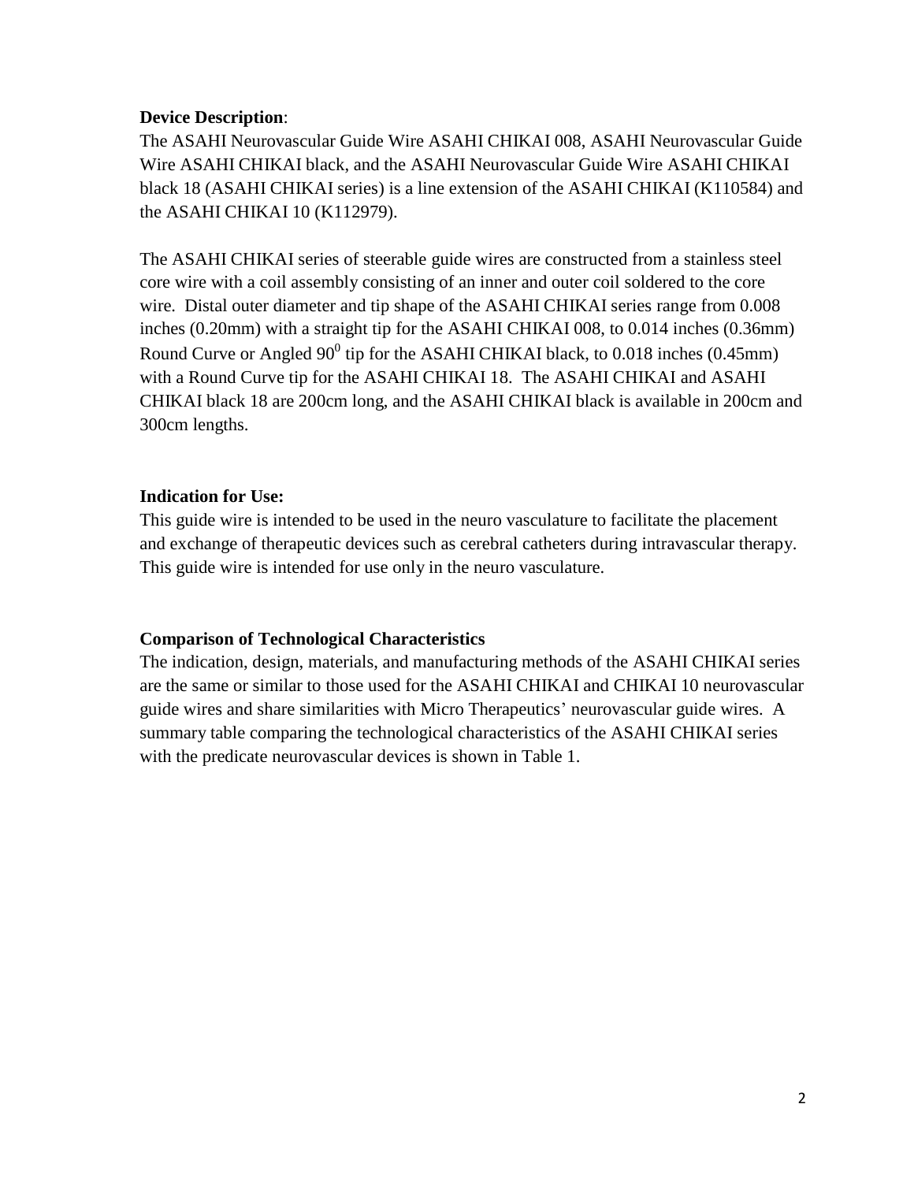**Device Description**:

The ASAHI Neurovascular Guide Wire ASAHI CHIKAI 008, ASAHI Neurovascular Guide Wire ASAHI CHIKAI black, and the ASAHI Neurovascular Guide Wire ASAHI CHIKAI black 18 (ASAHI CHIKAI series) is a line extension of the ASAHI CHIKAI (K110584) and the ASAHI CHIKAI 10 (K112979).

The ASAHI CHIKAI series of steerable guide wires are constructed from a stainless steel core wire with a coil assembly consisting of an inner and outer coil soldered to the core wire. Distal outer diameter and tip shape of the ASAHI CHIKAI series range from 0.008 inches (0.20mm) with a straight tip for the ASAHI CHIKAI 008, to 0.014 inches (0.36mm) Round Curve or Angled $90^0$ tip for the ASAHI CHIKAI black, to 0.018 inches (0.45mm) with a Round Curve tip for the ASAHI CHIKAI 18. The ASAHI CHIKAI and ASAHI CHIKAI black 18 are 200cm long, and the ASAHI CHIKAI black is available in 200cm and 300cm lengths.

**Indication for Use:**

This guide wire is intended to be used in the neuro vasculature to facilitate the placement and exchange of therapeutic devices such as cerebral catheters during intravascular therapy. This guide wire is intended for use only in the neuro vasculature.

**Comparison of Technological Characteristics**

The indication, design, materials, and manufacturing methods of the ASAHI CHIKAI series are the same or similar to those used for the ASAHI CHIKAI and CHIKAI 10 neurovascular guide wires and share similarities with Micro Therapeutics' neurovascular guide wires. A summary table comparing the technological characteristics of the ASAHI CHIKAI series with the predicate neurovascular devices is shown in Table 1.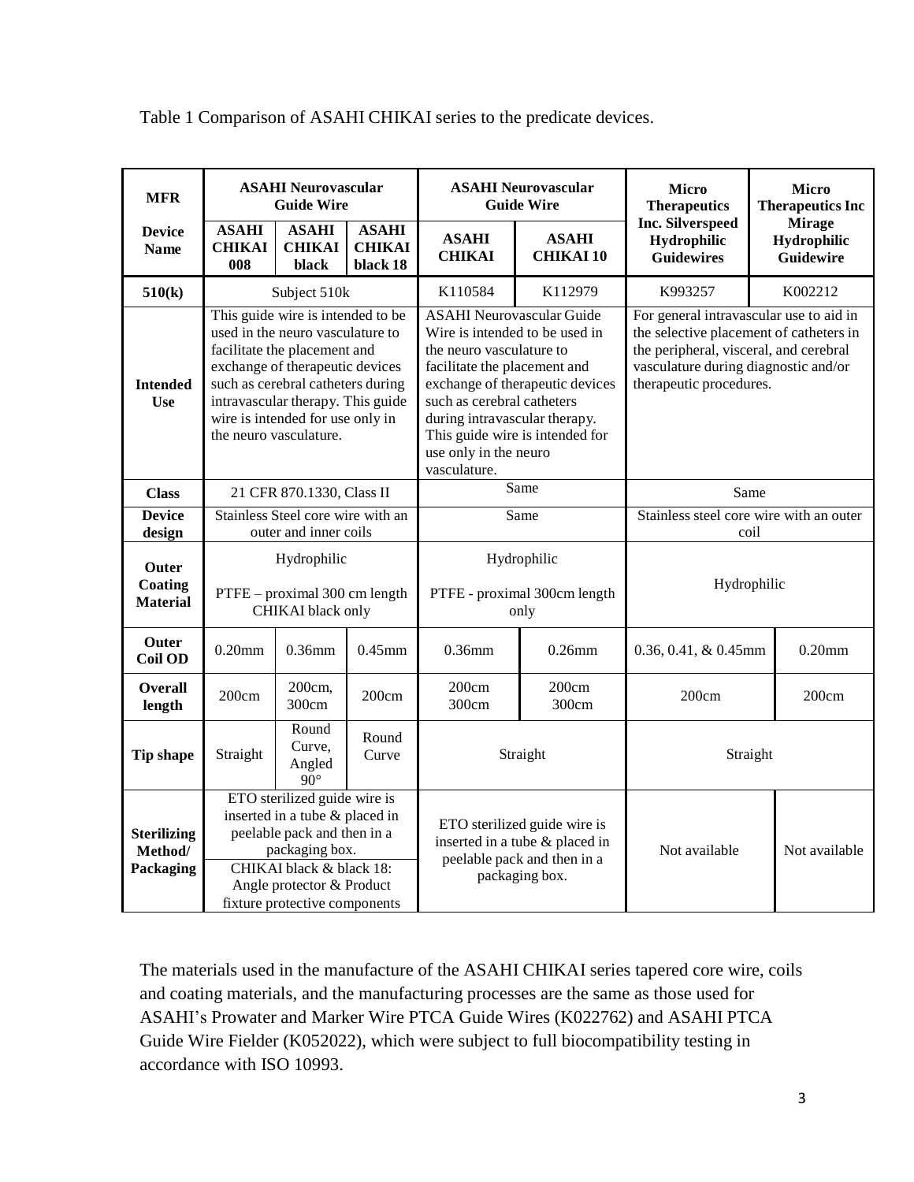Table 1 Comparison of ASAHI CHIKAI series to the predicate devices.

| MFR | ASAHI Neurovascular Guide Wire | | | ASAHI Neurovascular Guide Wire | | Micro Therapeutics Inc. Silverspeed Hydrophilic Guidewires | Micro Therapeutics Inc Mirage Hydrophilic Guidewire |
|---|---|---|---|---|---|---|---|
| **Device Name** | **ASAHI CHIKAI 008** | **ASAHI CHIKAI black** | **ASAHI CHIKAI black 18** | **ASAHI CHIKAI** | **ASAHI CHIKAI 10** | | |
| **510(k)** | Subject 510k | | | K110584 | K112979 | K993257 | K002212 |
| **Intended Use** | This guide wire is intended to be used in the neuro vasculature to facilitate the placement and exchange of therapeutic devices such as cerebral catheters during intravascular therapy. This guide wire is intended for use only in the neuro vasculature. | | | ASAHI Neurovascular Guide Wire is intended to be used in the neuro vasculature to facilitate the placement and exchange of therapeutic devices such as cerebral catheters during intravascular therapy. This guide wire is intended for use only in the neuro vasculature. | | For general intravascular use to aid in the selective placement of catheters in the peripheral, visceral, and cerebral vasculature during diagnostic and/or therapeutic procedures. | |
| **Class** | 21 CFR 870.1330, Class II | | | Same | | Same | |
| **Device design** | Stainless Steel core wire with an outer and inner coils | | | Same | | Stainless steel core wire with an outer coil | |
| **Outer Coating Material** | Hydrophilic<br>PTFE – proximal 300 cm length CHIKAI black only | | | Hydrophilic<br>PTFE - proximal 300cm length only | | Hydrophilic | |
| **Outer Coil OD** | 0.20mm | 0.36mm | 0.45mm | 0.36mm | 0.26mm | 0.36, 0.41, & 0.45mm | 0.20mm |
| **Overall length** | 200cm | 200cm, 300cm | 200cm | 200cm 300cm | 200cm 300cm | 200cm | 200cm |
| **Tip shape** | Straight | Round Curve, Angled 90° | Round Curve | Straight | | Straight | |
| **Sterilizing Method/ Packaging** | ETO sterilized guide wire is inserted in a tube & placed in peelable pack and then in a packaging box.<br>CHIKAI black & black 18: Angle protector & Product fixture protective components | | | ETO sterilized guide wire is inserted in a tube & placed in peelable pack and then in a packaging box. | | Not available | Not available |

The materials used in the manufacture of the ASAHI CHIKAI series tapered core wire, coils and coating materials, and the manufacturing processes are the same as those used for ASAHI's Prowater and Marker Wire PTCA Guide Wires (K022762) and ASAHI PTCA Guide Wire Fielder (K052022), which were subject to full biocompatibility testing in accordance with ISO 10993.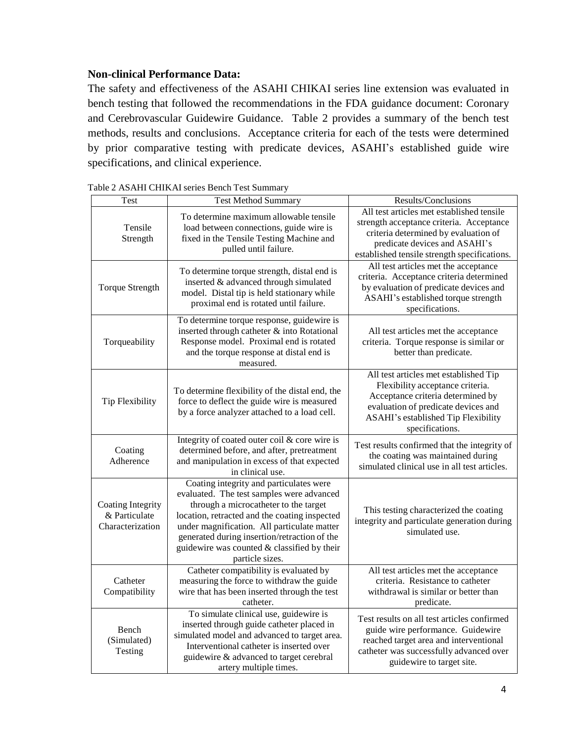**Non-clinical Performance Data:**

The safety and effectiveness of the ASAHI CHIKAI series line extension was evaluated in bench testing that followed the recommendations in the FDA guidance document: Coronary and Cerebrovascular Guidewire Guidance. Table 2 provides a summary of the bench test methods, results and conclusions. Acceptance criteria for each of the tests were determined by prior comparative testing with predicate devices, ASAHI's established guide wire specifications, and clinical experience.

Table 2 ASAHI CHIKAI series Bench Test Summary

| Test | Test Method Summary | Results/Conclusions |
|---|---|---|
| Tensile Strength | To determine maximum allowable tensile load between connections, guide wire is fixed in the Tensile Testing Machine and pulled until failure. | All test articles met established tensile strength acceptance criteria. Acceptance criteria determined by evaluation of predicate devices and ASAHI's established tensile strength specifications. |
| Torque Strength | To determine torque strength, distal end is inserted & advanced through simulated model. Distal tip is held stationary while proximal end is rotated until failure. | All test articles met the acceptance criteria. Acceptance criteria determined by evaluation of predicate devices and ASAHI's established torque strength specifications. |
| Torqueability | To determine torque response, guidewire is inserted through catheter & into Rotational Response model. Proximal end is rotated and the torque response at distal end is measured. | All test articles met the acceptance criteria. Torque response is similar or better than predicate. |
| Tip Flexibility | To determine flexibility of the distal end, the force to deflect the guide wire is measured by a force analyzer attached to a load cell. | All test articles met established Tip Flexibility acceptance criteria. Acceptance criteria determined by evaluation of predicate devices and ASAHI's established Tip Flexibility specifications. |
| Coating Adherence | Integrity of coated outer coil & core wire is determined before, and after, pretreatment and manipulation in excess of that expected in clinical use. | Test results confirmed that the integrity of the coating was maintained during simulated clinical use in all test articles. |
| Coating Integrity & Particulate Characterization | Coating integrity and particulates were evaluated. The test samples were advanced through a microcatheter to the target location, retracted and the coating inspected under magnification. All particulate matter generated during insertion/retraction of the guidewire was counted & classified by their particle sizes. | This testing characterized the coating integrity and particulate generation during simulated use. |
| Catheter Compatibility | Catheter compatibility is evaluated by measuring the force to withdraw the guide wire that has been inserted through the test catheter. | All test articles met the acceptance criteria. Resistance to catheter withdrawal is similar or better than predicate. |
| Bench (Simulated) Testing | To simulate clinical use, guidewire is inserted through guide catheter placed in simulated model and advanced to target area. Interventional catheter is inserted over guidewire & advanced to target cerebral artery multiple times. | Test results on all test articles confirmed guide wire performance. Guidewire reached target area and interventional catheter was successfully advanced over guidewire to target site. |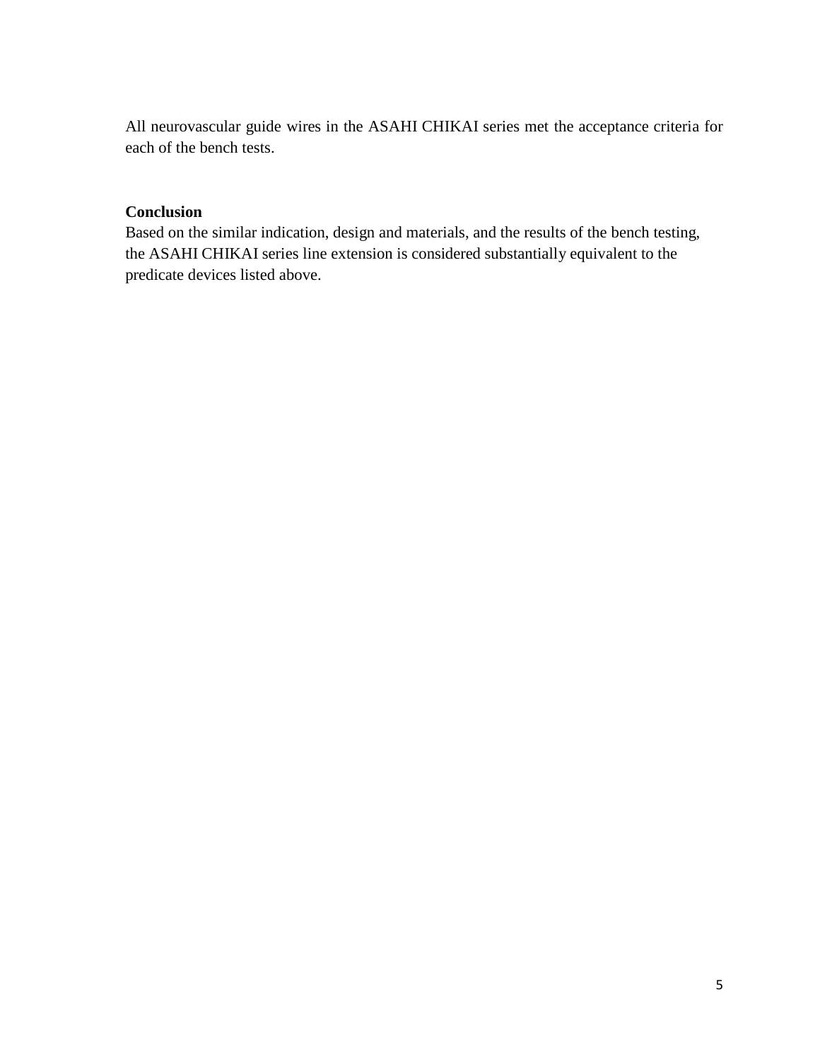All neurovascular guide wires in the ASAHI CHIKAI series met the acceptance criteria for each of the bench tests.

**Conclusion**

Based on the similar indication, design and materials, and the results of the bench testing, the ASAHI CHIKAI series line extension is considered substantially equivalent to the predicate devices listed above.